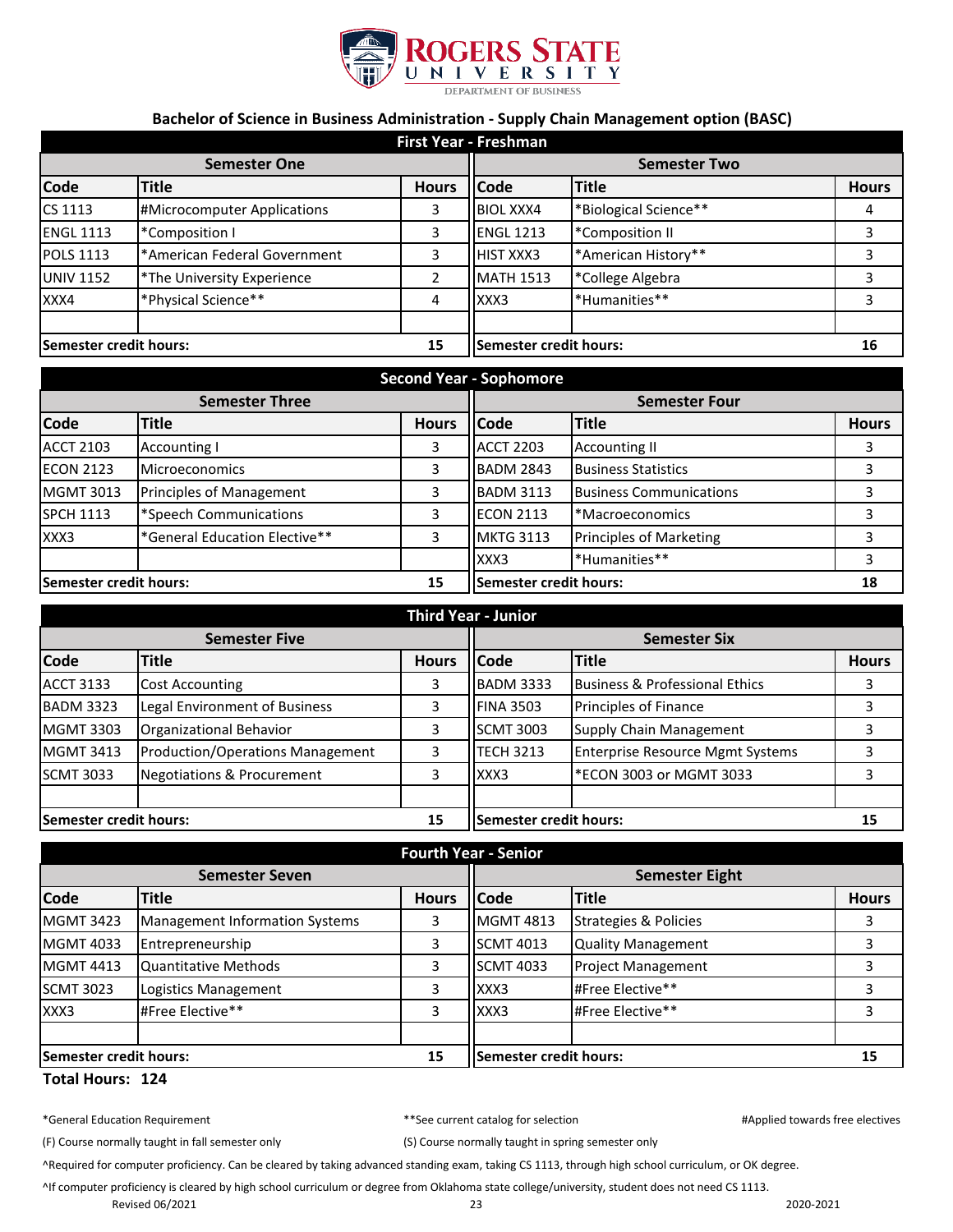Rogers State University
Department of Business

## Bachelor of Science in Business Administration - Supply Chain Management option (BASC)

### First Year - Freshman

| Semester One | | | Semester Two | | |
|---|---|---|---|---|---|
| **Code** | **Title** | **Hours** | **Code** | **Title** | **Hours** |
| CS 1113 | #Microcomputer Applications | 3 | BIOL XXX4 | *Biological Science** | 4 |
| ENGL 1113 | *Composition I | 3 | ENGL 1213 | *Composition II | 3 |
| POLS 1113 | *American Federal Government | 3 | HIST XXX3 | *American History** | 3 |
| UNIV 1152 | *The University Experience | 2 | MATH 1513 | *College Algebra | 3 |
| XXX4 | *Physical Science** | 4 | XXX3 | *Humanities** | 3 |
| | | | | | |
| **Semester credit hours:** | | **15** | **Semester credit hours:** | | **16** |

### Second Year - Sophomore

| Semester Three | | | Semester Four | | |
|---|---|---|---|---|---|
| **Code** | **Title** | **Hours** | **Code** | **Title** | **Hours** |
| ACCT 2103 | Accounting I | 3 | ACCT 2203 | Accounting II | 3 |
| ECON 2123 | Microeconomics | 3 | BADM 2843 | Business Statistics | 3 |
| MGMT 3013 | Principles of Management | 3 | BADM 3113 | Business Communications | 3 |
| SPCH 1113 | *Speech Communications | 3 | ECON 2113 | *Macroeconomics | 3 |
| XXX3 | *General Education Elective** | 3 | MKTG 3113 | Principles of Marketing | 3 |
| | | | XXX3 | *Humanities** | 3 |
| **Semester credit hours:** | | **15** | **Semester credit hours:** | | **18** |

### Third Year - Junior

| Semester Five | | | Semester Six | | |
|---|---|---|---|---|---|
| **Code** | **Title** | **Hours** | **Code** | **Title** | **Hours** |
| ACCT 3133 | Cost Accounting | 3 | BADM 3333 | Business & Professional Ethics | 3 |
| BADM 3323 | Legal Environment of Business | 3 | FINA 3503 | Principles of Finance | 3 |
| MGMT 3303 | Organizational Behavior | 3 | SCMT 3003 | Supply Chain Management | 3 |
| MGMT 3413 | Production/Operations Management | 3 | TECH 3213 | Enterprise Resource Mgmt Systems | 3 |
| SCMT 3033 | Negotiations & Procurement | 3 | XXX3 | *ECON 3003 or MGMT 3033 | 3 |
| | | | | | |
| **Semester credit hours:** | | **15** | **Semester credit hours:** | | **15** |

### Fourth Year - Senior

| Semester Seven | | | Semester Eight | | |
|---|---|---|---|---|---|
| **Code** | **Title** | **Hours** | **Code** | **Title** | **Hours** |
| MGMT 3423 | Management Information Systems | 3 | MGMT 4813 | Strategies & Policies | 3 |
| MGMT 4033 | Entrepreneurship | 3 | SCMT 4013 | Quality Management | 3 |
| MGMT 4413 | Quantitative Methods | 3 | SCMT 4033 | Project Management | 3 |
| SCMT 3023 | Logistics Management | 3 | XXX3 | #Free Elective** | 3 |
| XXX3 | #Free Elective** | 3 | XXX3 | #Free Elective** | 3 |
| | | | | | |
| **Semester credit hours:** | | **15** | **Semester credit hours:** | | **15** |

**Total Hours: 124**

*General Education Requirement **See current catalog for selection #Applied towards free electives

(F) Course normally taught in fall semester only (S) Course normally taught in spring semester only

^Required for computer proficiency. Can be cleared by taking advanced standing exam, taking CS 1113, through high school curriculum, or OK degree.

^If computer proficiency is cleared by high school curriculum or degree from Oklahoma state college/university, student does not need CS 1113.

Revised 06/2021 2020-2021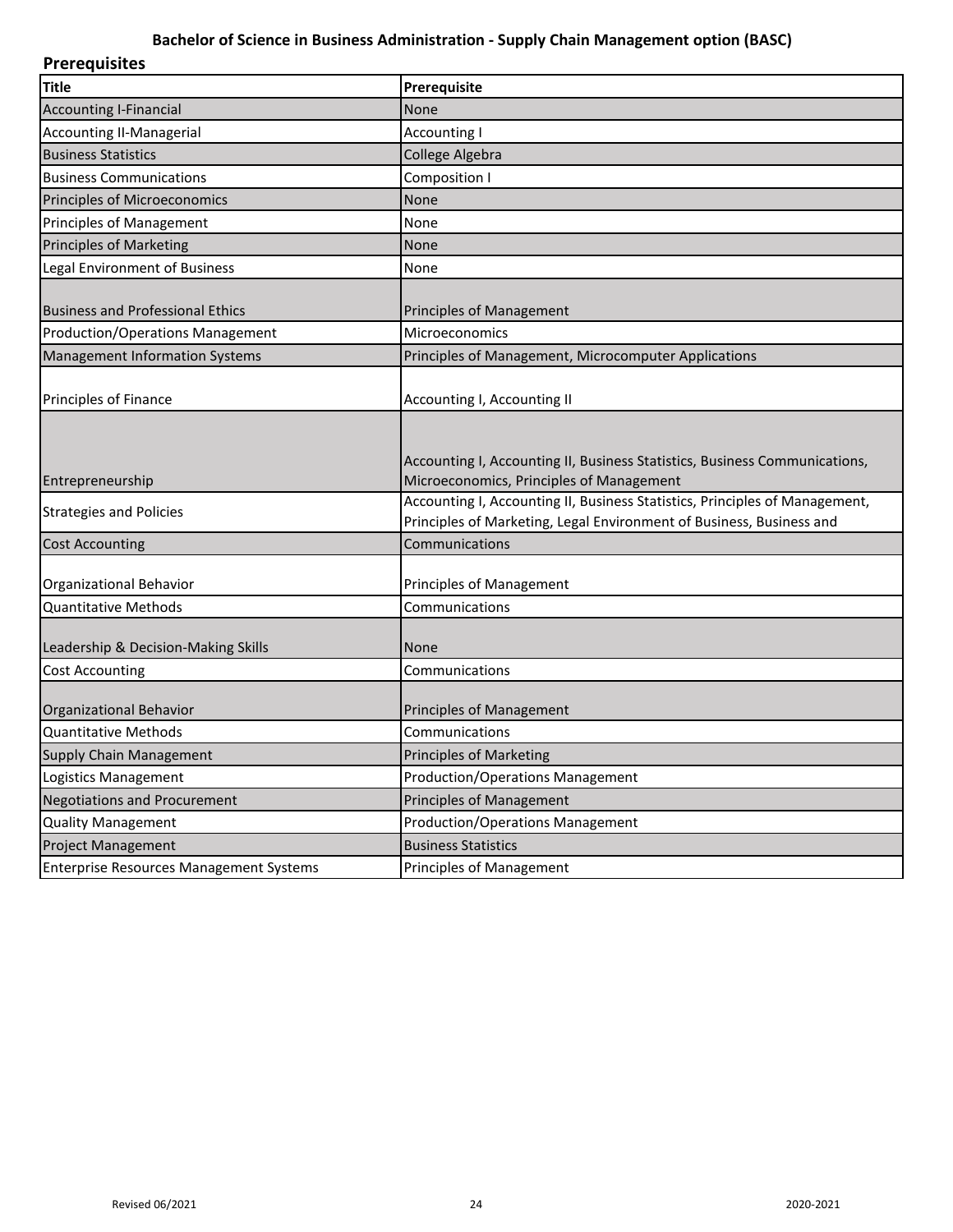**Bachelor of Science in Business Administration - Supply Chain Management option (BASC)**

## Prerequisites

| Title | Prerequisite |
| --- | --- |
| Accounting I-Financial | None |
| Accounting II-Managerial | Accounting I |
| Business Statistics | College Algebra |
| Business Communications | Composition I |
| Principles of Microeconomics | None |
| Principles of Management | None |
| Principles of Marketing | None |
| Legal Environment of Business | None |
| Business and Professional Ethics | Principles of Management |
| Production/Operations Management | Microeconomics |
| Management Information Systems | Principles of Management, Microcomputer Applications |
| Principles of Finance | Accounting I, Accounting II |
| Entrepreneurship | Accounting I, Accounting II, Business Statistics, Business Communications, Microeconomics, Principles of Management |
| Strategies and Policies | Accounting I, Accounting II, Business Statistics, Principles of Management, Principles of Marketing, Legal Environment of Business, Business and |
| Cost Accounting | Communications |
| Organizational Behavior | Principles of Management |
| Quantitative Methods | Communications |
| Leadership & Decision-Making Skills | None |
| Cost Accounting | Communications |
| Organizational Behavior | Principles of Management |
| Quantitative Methods | Communications |
| Supply Chain Management | Principles of Marketing |
| Logistics Management | Production/Operations Management |
| Negotiations and Procurement | Principles of Management |
| Quality Management | Production/Operations Management |
| Project Management | Business Statistics |
| Enterprise Resources Management Systems | Principles of Management |